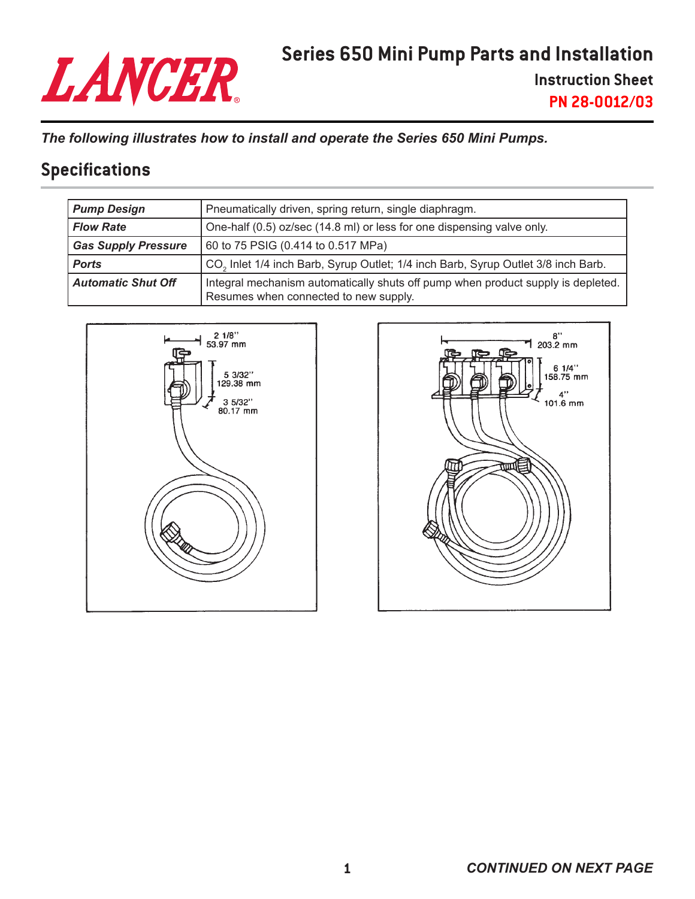# Series 650 Mini Pump Parts and Installation

## Instruction Sheet

**PN 28-0012/03**

***The following illustrates how to install and operate the Series 650 Mini Pumps.***

## Specifications

| | |
|---|---|
| ***Pump Design*** | Pneumatically driven, spring return, single diaphragm. |
| ***Flow Rate*** | One-half (0.5) oz/sec (14.8 ml) or less for one dispensing valve only. |
| ***Gas Supply Pressure*** | 60 to 75 PSIG (0.414 to 0.517 MPa) |
| ***Ports*** | $CO_2$ Inlet 1/4 inch Barb, Syrup Outlet; 1/4 inch Barb, Syrup Outlet 3/8 inch Barb. |
| ***Automatic Shut Off*** | Integral mechanism automatically shuts off pump when product supply is depleted. Resumes when connected to new supply. |

2 1/8" 53.97 mm

5 3/32" 129.38 mm

3 5/32" 80.17 mm

8" 203.2 mm

6 1/4" 158.75 mm

4" 101.6 mm

***CONTINUED ON NEXT PAGE***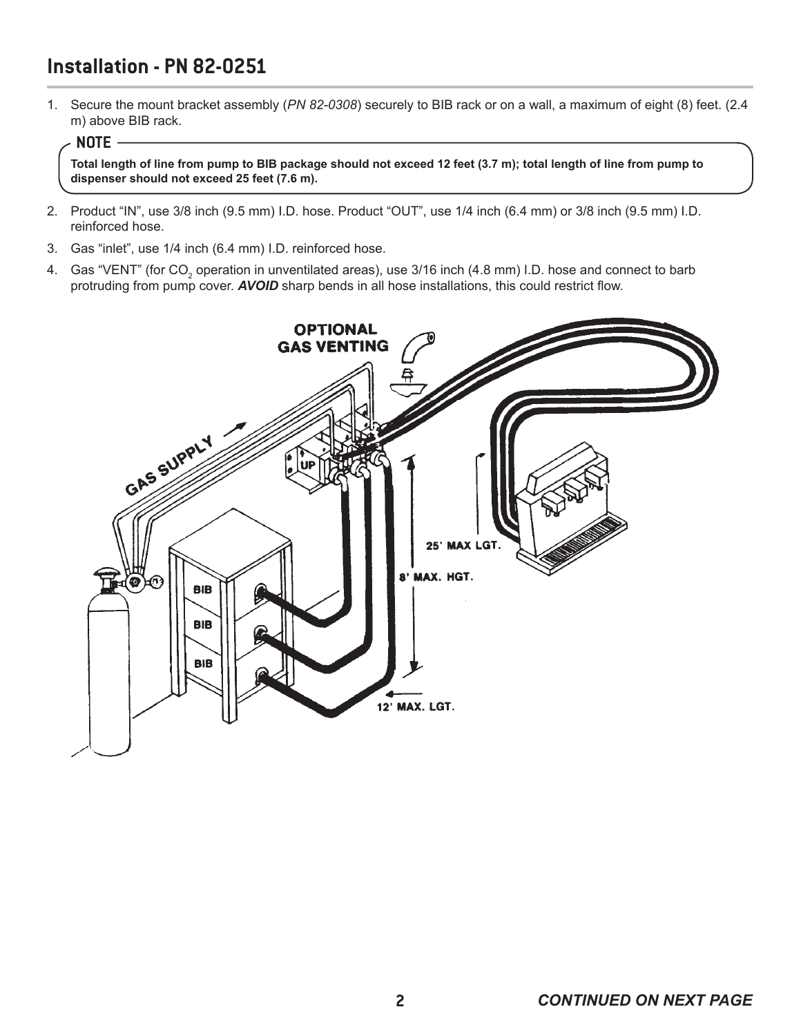## Installation - PN 82-0251

1. Secure the mount bracket assembly (*PN 82-0308*) securely to BIB rack or on a wall, a maximum of eight (8) feet. (2.4 m) above BIB rack.

> **NOTE**
>
> **Total length of line from pump to BIB package should not exceed 12 feet (3.7 m); total length of line from pump to dispenser should not exceed 25 feet (7.6 m).**

2. Product "IN", use 3/8 inch (9.5 mm) I.D. hose. Product "OUT", use 1/4 inch (6.4 mm) or 3/8 inch (9.5 mm) I.D. reinforced hose.
3. Gas "inlet", use 1/4 inch (6.4 mm) I.D. reinforced hose.
4. Gas "VENT" (for $CO_2$ operation in unventilated areas), use 3/16 inch (4.8 mm) I.D. hose and connect to barb protruding from pump cover. ***AVOID*** sharp bends in all hose installations, this could restrict flow.

OPTIONAL GAS VENTING

GAS SUPPLY

UP

BIB

BIB

BIB

25' MAX LGT.

8' MAX. HGT.

12' MAX. LGT.

**CONTINUED ON NEXT PAGE**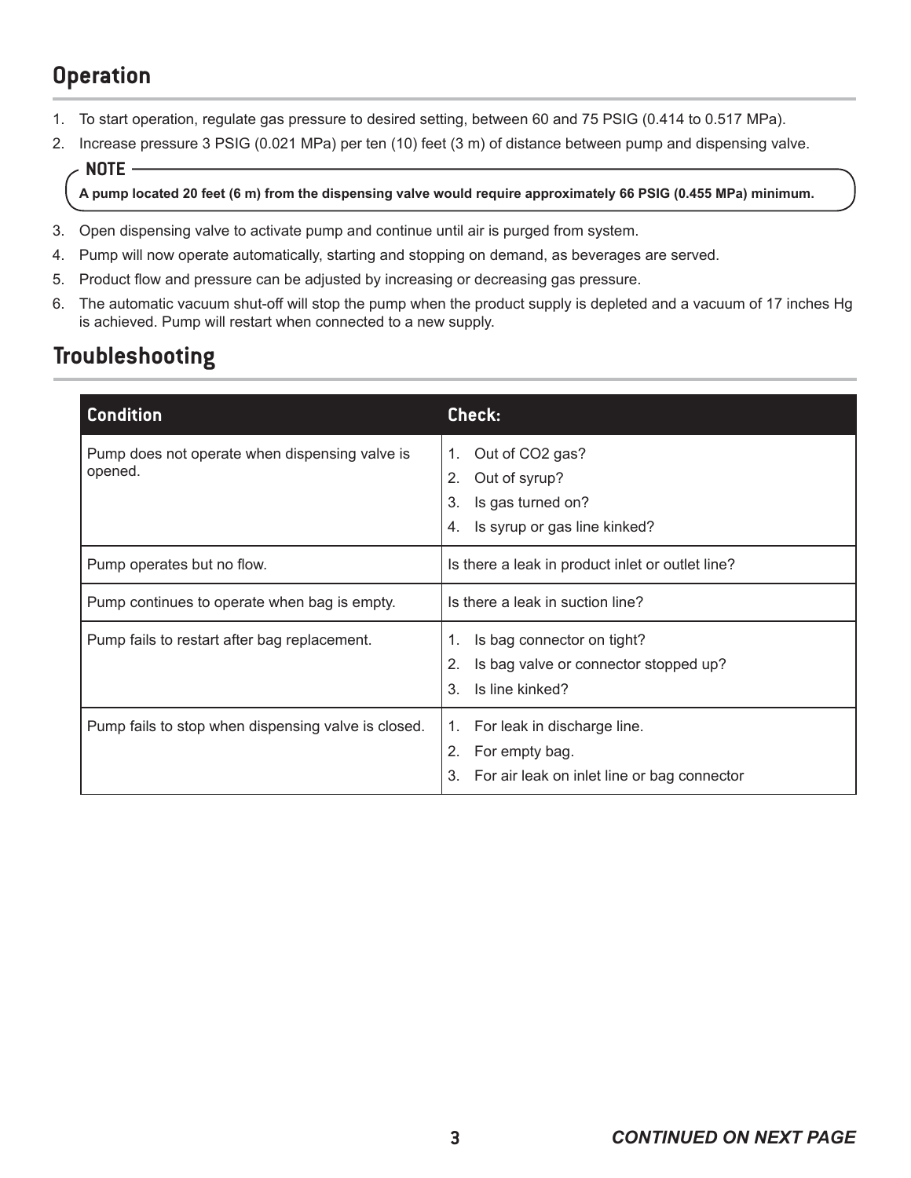## Operation

1. To start operation, regulate gas pressure to desired setting, between 60 and 75 PSIG (0.414 to 0.517 MPa).
2. Increase pressure 3 PSIG (0.021 MPa) per ten (10) feet (3 m) of distance between pump and dispensing valve.

**NOTE**

**A pump located 20 feet (6 m) from the dispensing valve would require approximately 66 PSIG (0.455 MPa) minimum.**

3. Open dispensing valve to activate pump and continue until air is purged from system.
4. Pump will now operate automatically, starting and stopping on demand, as beverages are served.
5. Product flow and pressure can be adjusted by increasing or decreasing gas pressure.
6. The automatic vacuum shut-off will stop the pump when the product supply is depleted and a vacuum of 17 inches Hg is achieved. Pump will restart when connected to a new supply.

## Troubleshooting

| Condition | Check: |
|---|---|
| Pump does not operate when dispensing valve is opened. | 1. Out of $CO_2$ gas?<br>2. Out of syrup?<br>3. Is gas turned on?<br>4. Is syrup or gas line kinked? |
| Pump operates but no flow. | Is there a leak in product inlet or outlet line? |
| Pump continues to operate when bag is empty. | Is there a leak in suction line? |
| Pump fails to restart after bag replacement. | 1. Is bag connector on tight?<br>2. Is bag valve or connector stopped up?<br>3. Is line kinked? |
| Pump fails to stop when dispensing valve is closed. | 1. For leak in discharge line.<br>2. For empty bag.<br>3. For air leak on inlet line or bag connector |

***CONTINUED ON NEXT PAGE***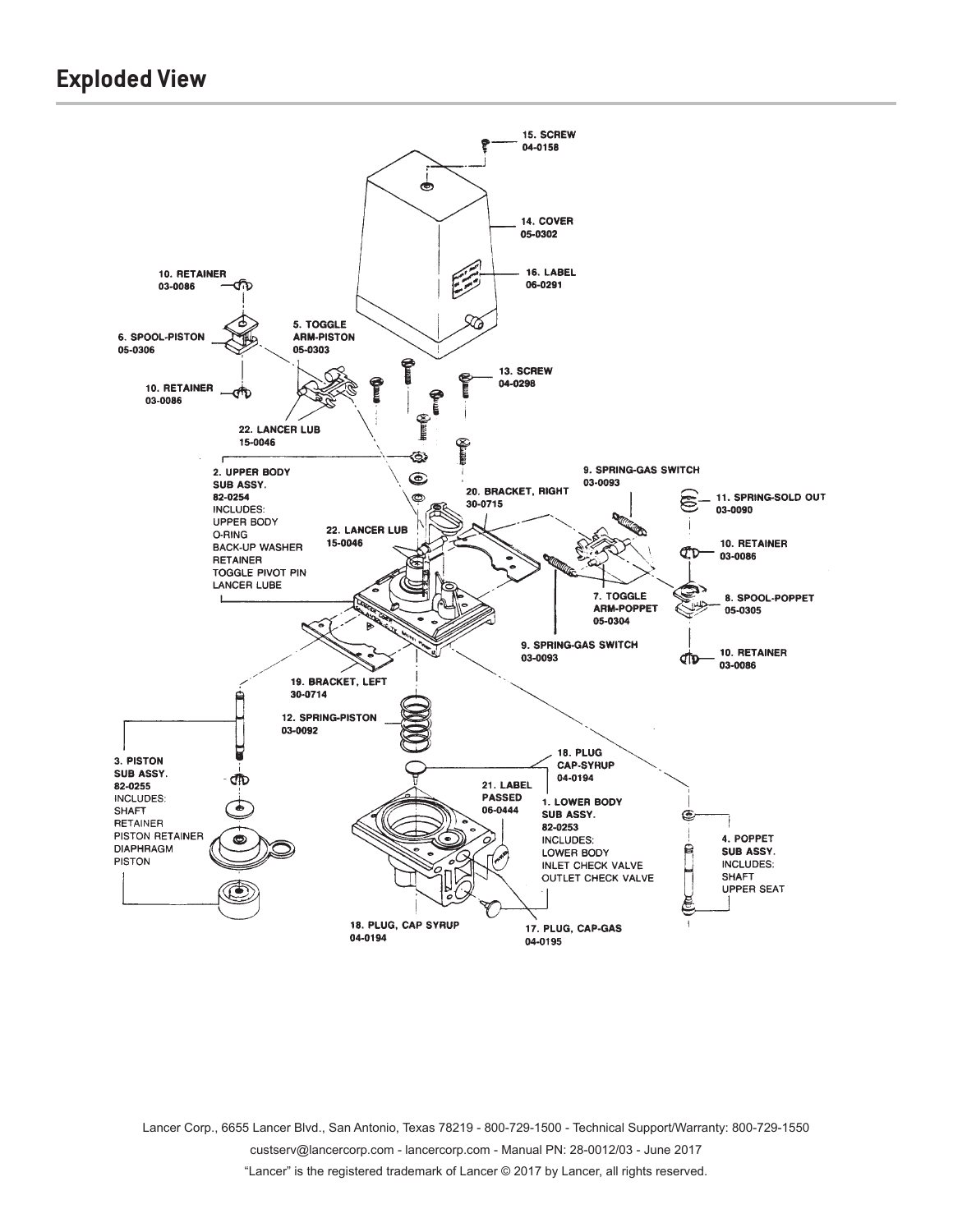## Exploded View

15. SCREW
04-0158

14. COVER
05-0302

16. LABEL
06-0291

10. RETAINER
03-0086

6. SPOOL-PISTON
05-0306

5. TOGGLE
ARM-PISTON
05-0303

10. RETAINER
03-0086

13. SCREW
04-0298

22. LANCER LUB
15-0046

2. UPPER BODY
SUB ASSY.
82-0254
INCLUDES:
UPPER BODY
O-RING
BACK-UP WASHER
RETAINER
TOGGLE PIVOT PIN
LANCER LUBE

22. LANCER LUB
15-0046

20. BRACKET, RIGHT
30-0715

9. SPRING-GAS SWITCH
03-0093

11. SPRING-SOLD OUT
03-0090

10. RETAINER
03-0086

7. TOGGLE
ARM-POPPET
05-0304

8. SPOOL-POPPET
05-0305

9. SPRING-GAS SWITCH
03-0093

10. RETAINER
03-0086

19. BRACKET, LEFT
30-0714

12. SPRING-PISTON
03-0092

3. PISTON
SUB ASSY.
82-0255
INCLUDES:
SHAFT
RETAINER
PISTON RETAINER
DIAPHRAGM
PISTON

18. PLUG
CAP-SYRUP
04-0194

21. LABEL
PASSED
06-0444

1. LOWER BODY
SUB ASSY.
82-0253
INCLUDES:
LOWER BODY
INLET CHECK VALVE
OUTLET CHECK VALVE

4. POPPET
SUB ASSY.
INCLUDES:
SHAFT
UPPER SEAT

18. PLUG, CAP SYRUP
04-0194

17. PLUG, CAP-GAS
04-0195

Lancer Corp., 6655 Lancer Blvd., San Antonio, Texas 78219 - 800-729-1500 - Technical Support/Warranty: 800-729-1550
custserv@lancercorp.com - lancercorp.com - Manual PN: 28-0012/03 - June 2017
"Lancer" is the registered trademark of Lancer © 2017 by Lancer, all rights reserved.